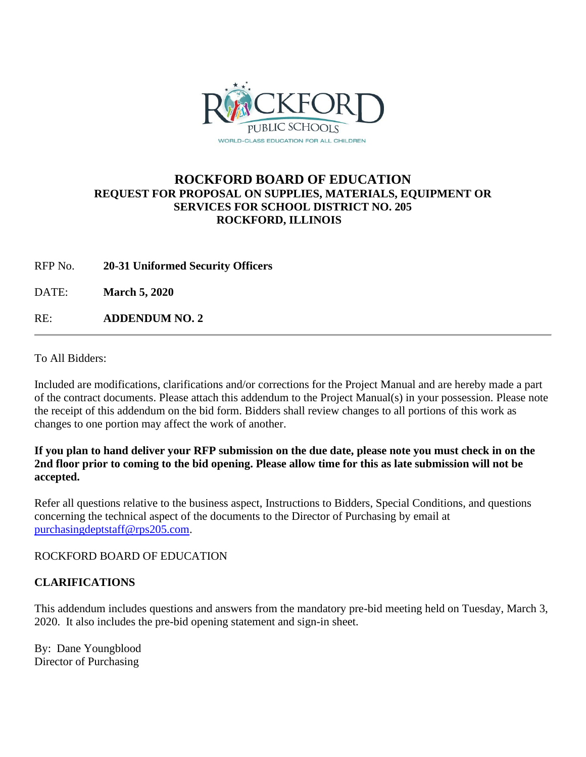# ROCKFORD BOARD OF EDUCATION

## REQUEST FOR PROPOSAL ON SUPPLIES, MATERIALS, EQUIPMENT OR SERVICES FOR SCHOOL DISTRICT NO. 205 ROCKFORD, ILLINOIS

RFP No. **20-31 Uniformed Security Officers**

DATE: **March 5, 2020**

RE: **ADDENDUM NO. 2**

---

To All Bidders:

Included are modifications, clarifications and/or corrections for the Project Manual and are hereby made a part of the contract documents. Please attach this addendum to the Project Manual(s) in your possession. Please note the receipt of this addendum on the bid form. Bidders shall review changes to all portions of this work as changes to one portion may affect the work of another.

**If you plan to hand deliver your RFP submission on the due date, please note you must check in on the 2nd floor prior to coming to the bid opening. Please allow time for this as late submission will not be accepted.**

Refer all questions relative to the business aspect, Instructions to Bidders, Special Conditions, and questions concerning the technical aspect of the documents to the Director of Purchasing by email at purchasingdeptstaff@rps205.com.

ROCKFORD BOARD OF EDUCATION

**CLARIFICATIONS**

This addendum includes questions and answers from the mandatory pre-bid meeting held on Tuesday, March 3, 2020. It also includes the pre-bid opening statement and sign-in sheet.

By: Dane Youngblood
Director of Purchasing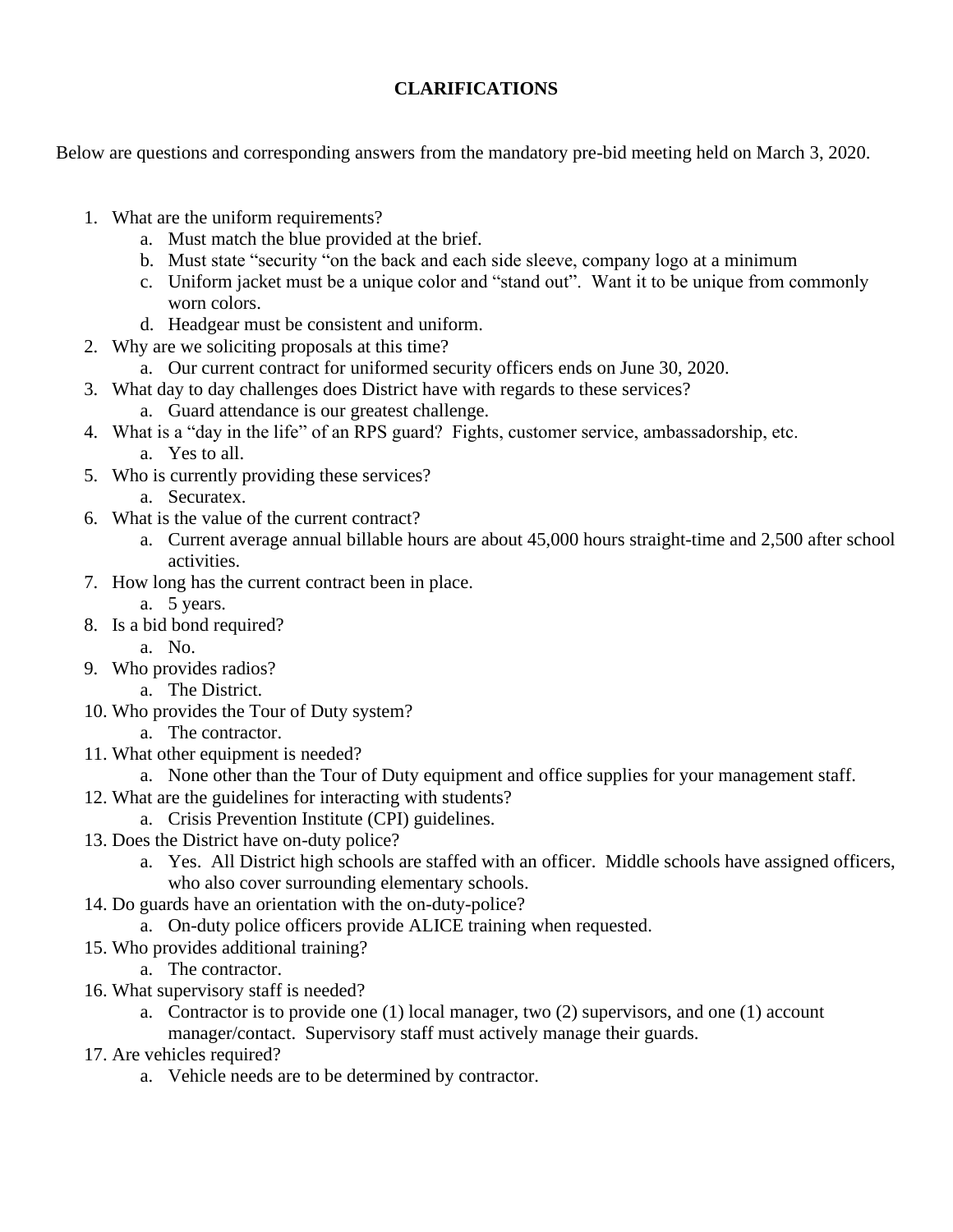**CLARIFICATIONS**

Below are questions and corresponding answers from the mandatory pre-bid meeting held on March 3, 2020.

1. What are the uniform requirements?
   a. Must match the blue provided at the brief.
   b. Must state "security "on the back and each side sleeve, company logo at a minimum
   c. Uniform jacket must be a unique color and "stand out". Want it to be unique from commonly worn colors.
   d. Headgear must be consistent and uniform.
2. Why are we soliciting proposals at this time?
   a. Our current contract for uniformed security officers ends on June 30, 2020.
3. What day to day challenges does District have with regards to these services?
   a. Guard attendance is our greatest challenge.
4. What is a "day in the life" of an RPS guard? Fights, customer service, ambassadorship, etc.
   a. Yes to all.
5. Who is currently providing these services?
   a. Securatex.
6. What is the value of the current contract?
   a. Current average annual billable hours are about 45,000 hours straight-time and 2,500 after school activities.
7. How long has the current contract been in place.
   a. 5 years.
8. Is a bid bond required?
   a. No.
9. Who provides radios?
   a. The District.
10. Who provides the Tour of Duty system?
    a. The contractor.
11. What other equipment is needed?
    a. None other than the Tour of Duty equipment and office supplies for your management staff.
12. What are the guidelines for interacting with students?
    a. Crisis Prevention Institute (CPI) guidelines.
13. Does the District have on-duty police?
    a. Yes. All District high schools are staffed with an officer. Middle schools have assigned officers, who also cover surrounding elementary schools.
14. Do guards have an orientation with the on-duty-police?
    a. On-duty police officers provide ALICE training when requested.
15. Who provides additional training?
    a. The contractor.
16. What supervisory staff is needed?
    a. Contractor is to provide one (1) local manager, two (2) supervisors, and one (1) account manager/contact. Supervisory staff must actively manage their guards.
17. Are vehicles required?
    a. Vehicle needs are to be determined by contractor.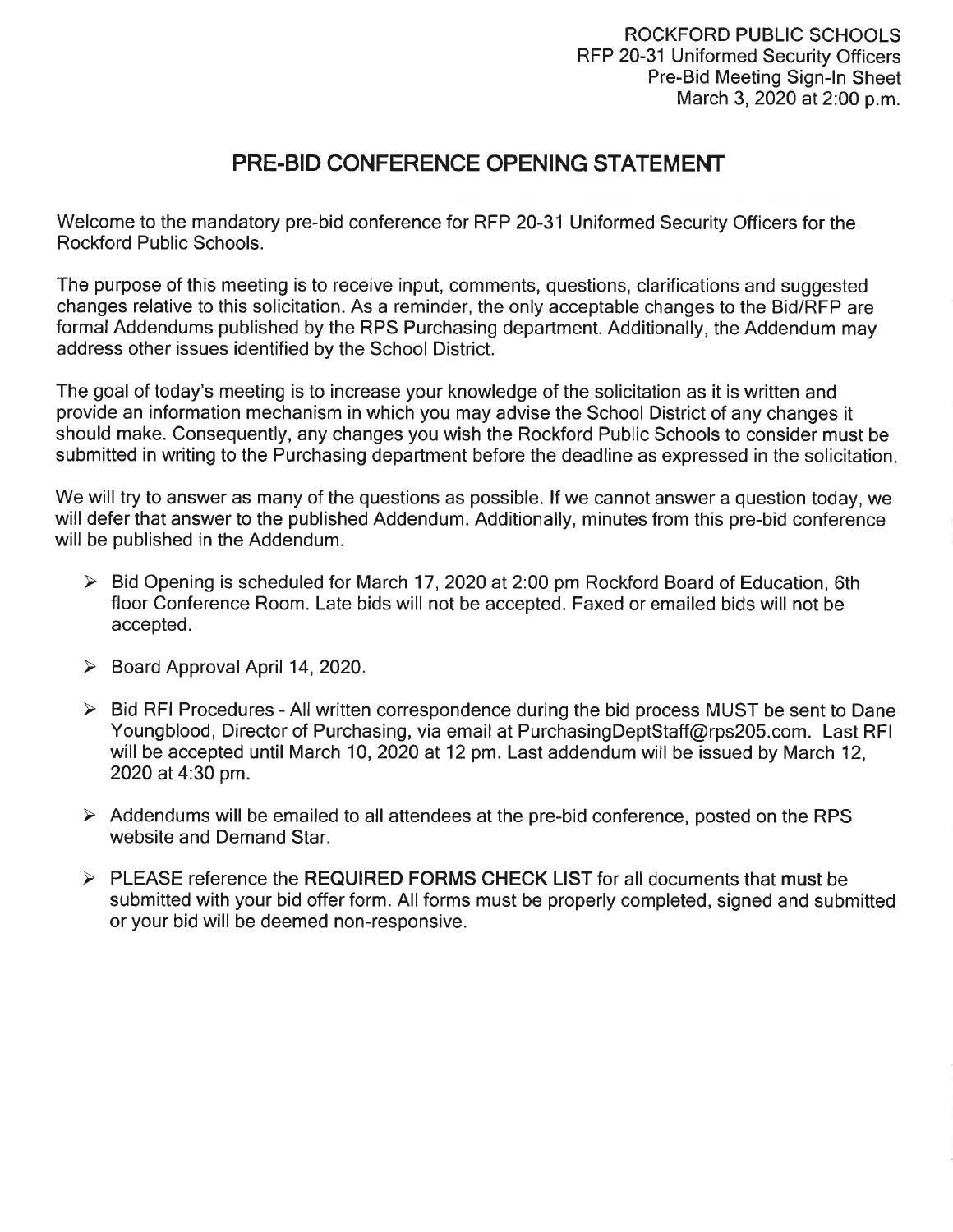ROCKFORD PUBLIC SCHOOLS
RFP 20-31 Uniformed Security Officers
Pre-Bid Meeting Sign-In Sheet
March 3, 2020 at 2:00 p.m.

# PRE-BID CONFERENCE OPENING STATEMENT

Welcome to the mandatory pre-bid conference for RFP 20-31 Uniformed Security Officers for the Rockford Public Schools.

The purpose of this meeting is to receive input, comments, questions, clarifications and suggested changes relative to this solicitation. As a reminder, the only acceptable changes to the Bid/RFP are formal Addendums published by the RPS Purchasing department. Additionally, the Addendum may address other issues identified by the School District.

The goal of today's meeting is to increase your knowledge of the solicitation as it is written and provide an information mechanism in which you may advise the School District of any changes it should make. Consequently, any changes you wish the Rockford Public Schools to consider must be submitted in writing to the Purchasing department before the deadline as expressed in the solicitation.

We will try to answer as many of the questions as possible. If we cannot answer a question today, we will defer that answer to the published Addendum. Additionally, minutes from this pre-bid conference will be published in the Addendum.

- Bid Opening is scheduled for March 17, 2020 at 2:00 pm Rockford Board of Education, 6th floor Conference Room. Late bids will not be accepted. Faxed or emailed bids will not be accepted.
- Board Approval April 14, 2020.
- Bid RFI Procedures - All written correspondence during the bid process MUST be sent to Dane Youngblood, Director of Purchasing, via email at PurchasingDeptStaff@rps205.com. Last RFI will be accepted until March 10, 2020 at 12 pm. Last addendum will be issued by March 12, 2020 at 4:30 pm.
- Addendums will be emailed to all attendees at the pre-bid conference, posted on the RPS website and Demand Star.
- PLEASE reference the **REQUIRED FORMS CHECK LIST** for all documents that **must** be submitted with your bid offer form. All forms must be properly completed, signed and submitted or your bid will be deemed non-responsive.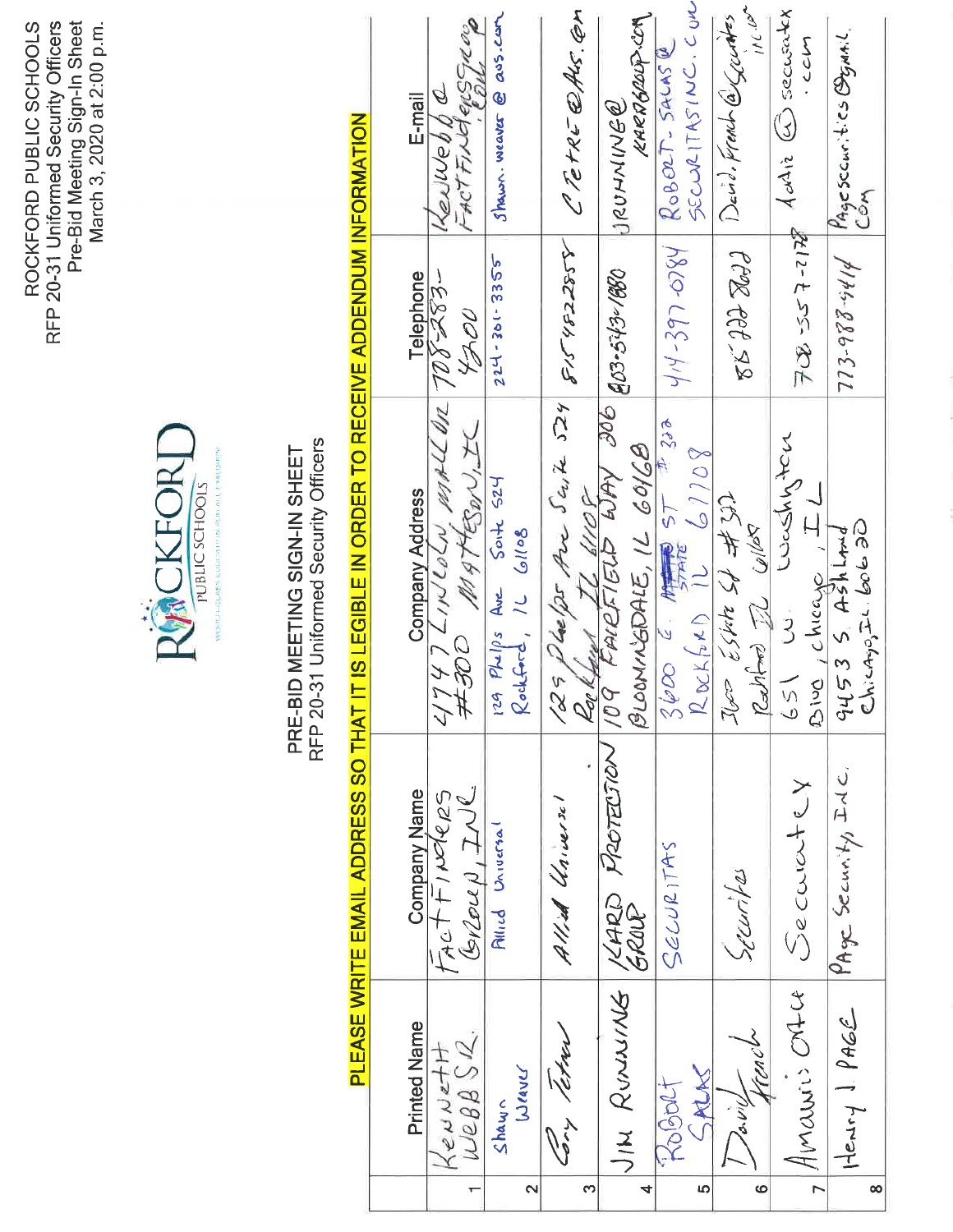ROCKFORD PUBLIC SCHOOLS
RFP 20-31 Uniformed Security Officers
Pre-Bid Meeting Sign-In Sheet
March 3, 2020 at 2:00 p.m.

ROCKFORD PUBLIC SCHOOLS

# PRE-BID MEETING SIGN-IN SHEET

## RFP 20-31 Uniformed Security Officers

**PLEASE WRITE EMAIL ADDRESS SO THAT IT IS LEGIBLE IN ORDER TO RECEIVE ADDENDUM INFORMATION**

| | Printed Name | Company Name | Company Address | Telephone | E-mail |
|---|---|---|---|---|---|
| 1 | Kenneth Webb Sr. | FactFinders Group, Inc | 4747 Lincoln Mall Dr #300 Matteson, IL | 708-283-4200 | KenWebb@FactFindersGroup.com |
| 2 | Shawn Weaver | Allied Universal | 129 Phelps Ave Suite 524 Rockford, IL 61108 | 224-301-3355 | shawn.weaver@aus.com |
| 3 | Cory Tetrev | Allied Universal | 129 Phelps Ave Suite 524 Rockford IL 61108 | 815 482 2858 | CTetrev@AUS.com |
| 4 | Jim Running | Kard Protection Group | 109 Fairfield Way 306 Bloomingdale, IL 60108 | 603-543-1880 | JRunning@KardGroup.com |
| 5 | Robert Salas | Securitas | 3600 E. State St # 303 Rockford IL 61108 | 414-397-0784 | Robert.Salas@SecuritasInc.com |
| 6 | David French | Securitas | 3600 E State St #303 Rockford IL 61108 | 815 222 8022 | David.French@Securitas Inc.com |
| 7 | Amauris Ortiz | Securatex | 651 W. Washington Blvd, Chicago, IL | 708-557-2178 | Aortiz@securatex.com |
| 8 | Henry J Page | Page Security Inc. | 9453 S Ashland Chicago, IL 60620 | 773-988-4414 | Pagesecurities@gmail.com |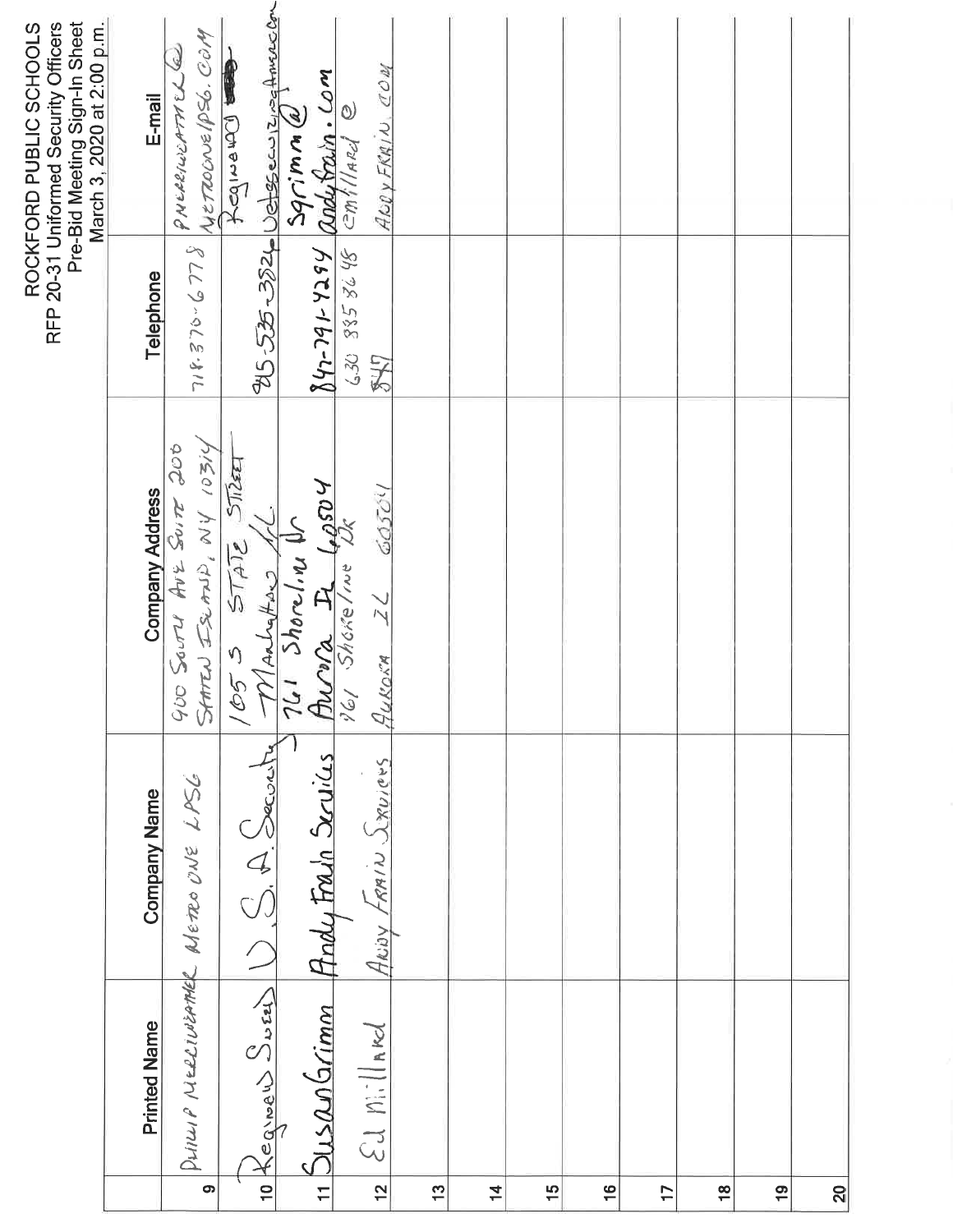ROCKFORD PUBLIC SCHOOLS
RFP 20-31 Uniformed Security Officers
Pre-Bid Meeting Sign-In Sheet
March 3, 2020 at 2:00 p.m.

| | Printed Name | Company Name | Company Address | Telephone | E-mail |
|---|---|---|---|---|---|
| 9 | PHILLIP MERRIWEATHER | METRO ONE LPSG | 400 SOUTH AVE SUITE 200 STATEN ISLAND, NY 10314 | 718-370-6778 | PMERRIWEATHER@METROONELPSG.COM |
| 10 | Reginald Sweet | U.S.A. Security | 1055 STATE STREET Manhattan IL | 815-535-3524 | Reginald ... Usasecurityofamerica.com |
| 11 | SusanGrimm | Andy Frain Services | 761 Shoreline Dr Aurora IL 60504 | 847-791-4294 | sgrimm@andyfrain.com |
| 12 | Ed Millard | ANDY FRAIN SERVICES | 761 Shoreline Dr AURORA IL 60504 | 630 885 3645 847 | emillard@ANDYFRAIN.COM |
| 13 | | | | | |
| 14 | | | | | |
| 15 | | | | | |
| 16 | | | | | |
| 17 | | | | | |
| 18 | | | | | |
| 19 | | | | | |
| 20 | | | | | |